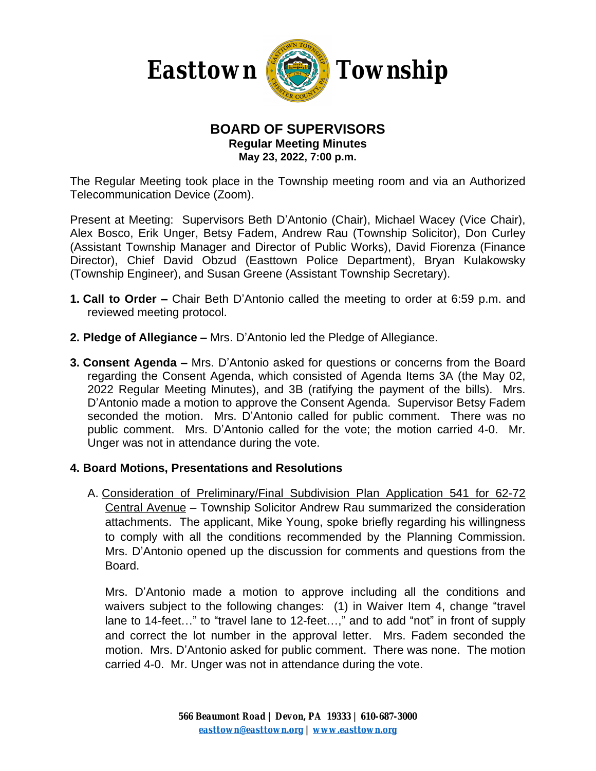# Easttown Township

## BOARD OF SUPERVISORS

**Regular Meeting Minutes**
**May 23, 2022, 7:00 p.m.**

The Regular Meeting took place in the Township meeting room and via an Authorized Telecommunication Device (Zoom).

Present at Meeting: Supervisors Beth D'Antonio (Chair), Michael Wacey (Vice Chair), Alex Bosco, Erik Unger, Betsy Fadem, Andrew Rau (Township Solicitor), Don Curley (Assistant Township Manager and Director of Public Works), David Fiorenza (Finance Director), Chief David Obzud (Easttown Police Department), Bryan Kulakowsky (Township Engineer), and Susan Greene (Assistant Township Secretary).

**1. Call to Order –** Chair Beth D'Antonio called the meeting to order at 6:59 p.m. and reviewed meeting protocol.

**2. Pledge of Allegiance –** Mrs. D'Antonio led the Pledge of Allegiance.

**3. Consent Agenda –** Mrs. D'Antonio asked for questions or concerns from the Board regarding the Consent Agenda, which consisted of Agenda Items 3A (the May 02, 2022 Regular Meeting Minutes), and 3B (ratifying the payment of the bills). Mrs. D'Antonio made a motion to approve the Consent Agenda. Supervisor Betsy Fadem seconded the motion. Mrs. D'Antonio called for public comment. There was no public comment. Mrs. D'Antonio called for the vote; the motion carried 4-0. Mr. Unger was not in attendance during the vote.

**4. Board Motions, Presentations and Resolutions**

A. Consideration of Preliminary/Final Subdivision Plan Application 541 for 62-72 Central Avenue – Township Solicitor Andrew Rau summarized the consideration attachments. The applicant, Mike Young, spoke briefly regarding his willingness to comply with all the conditions recommended by the Planning Commission. Mrs. D'Antonio opened up the discussion for comments and questions from the Board.

Mrs. D'Antonio made a motion to approve including all the conditions and waivers subject to the following changes: (1) in Waiver Item 4, change "travel lane to 14-feet…" to "travel lane to 12-feet…," and to add "not" in front of supply and correct the lot number in the approval letter. Mrs. Fadem seconded the motion. Mrs. D'Antonio asked for public comment. There was none. The motion carried 4-0. Mr. Unger was not in attendance during the vote.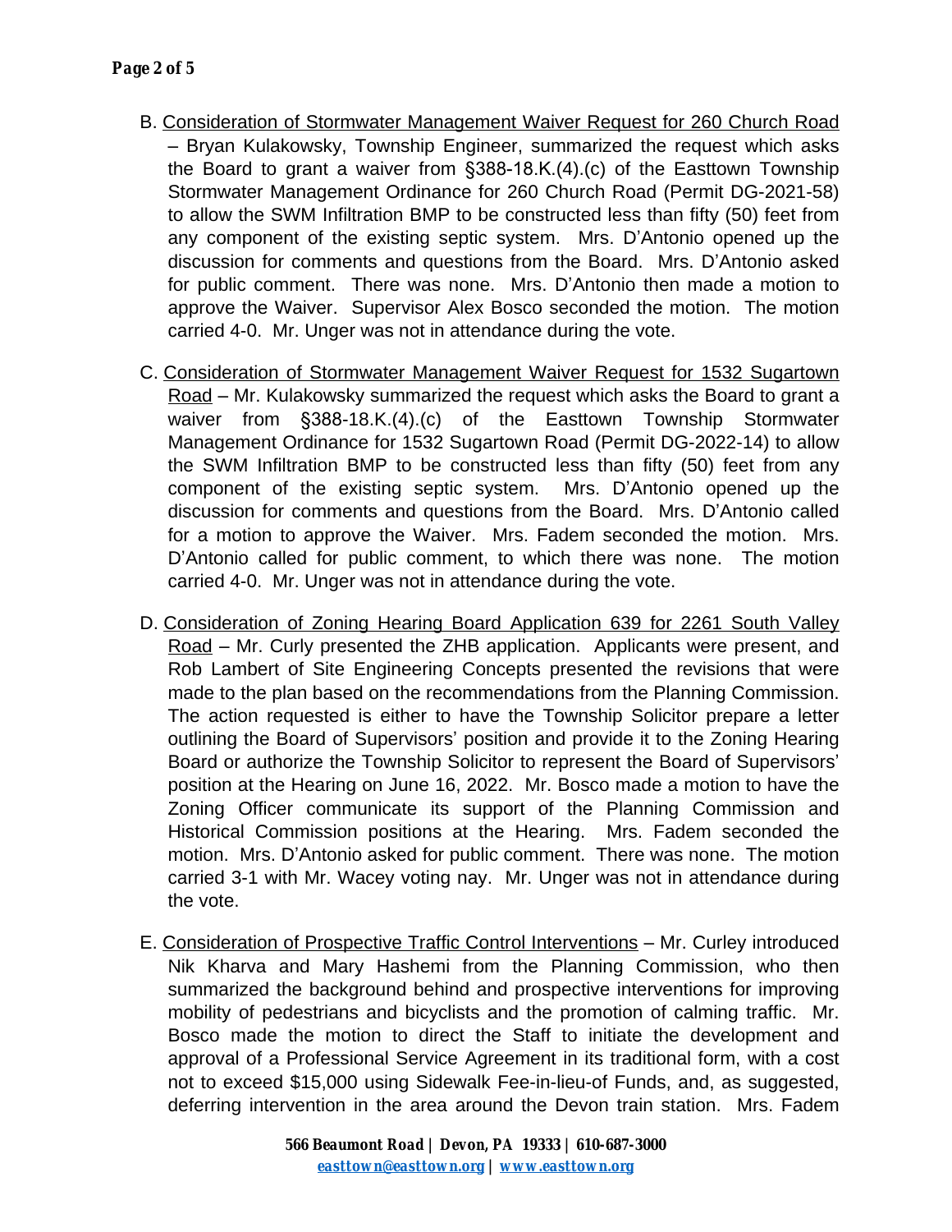B. Consideration of Stormwater Management Waiver Request for 260 Church Road – Bryan Kulakowsky, Township Engineer, summarized the request which asks the Board to grant a waiver from §388-18.K.(4).(c) of the Easttown Township Stormwater Management Ordinance for 260 Church Road (Permit DG-2021-58) to allow the SWM Infiltration BMP to be constructed less than fifty (50) feet from any component of the existing septic system. Mrs. D'Antonio opened up the discussion for comments and questions from the Board. Mrs. D'Antonio asked for public comment. There was none. Mrs. D'Antonio then made a motion to approve the Waiver. Supervisor Alex Bosco seconded the motion. The motion carried 4-0. Mr. Unger was not in attendance during the vote.

C. Consideration of Stormwater Management Waiver Request for 1532 Sugartown Road – Mr. Kulakowsky summarized the request which asks the Board to grant a waiver from §388-18.K.(4).(c) of the Easttown Township Stormwater Management Ordinance for 1532 Sugartown Road (Permit DG-2022-14) to allow the SWM Infiltration BMP to be constructed less than fifty (50) feet from any component of the existing septic system. Mrs. D'Antonio opened up the discussion for comments and questions from the Board. Mrs. D'Antonio called for a motion to approve the Waiver. Mrs. Fadem seconded the motion. Mrs. D'Antonio called for public comment, to which there was none. The motion carried 4-0. Mr. Unger was not in attendance during the vote.

D. Consideration of Zoning Hearing Board Application 639 for 2261 South Valley Road – Mr. Curly presented the ZHB application. Applicants were present, and Rob Lambert of Site Engineering Concepts presented the revisions that were made to the plan based on the recommendations from the Planning Commission. The action requested is either to have the Township Solicitor prepare a letter outlining the Board of Supervisors' position and provide it to the Zoning Hearing Board or authorize the Township Solicitor to represent the Board of Supervisors' position at the Hearing on June 16, 2022. Mr. Bosco made a motion to have the Zoning Officer communicate its support of the Planning Commission and Historical Commission positions at the Hearing. Mrs. Fadem seconded the motion. Mrs. D'Antonio asked for public comment. There was none. The motion carried 3-1 with Mr. Wacey voting nay. Mr. Unger was not in attendance during the vote.

E. Consideration of Prospective Traffic Control Interventions – Mr. Curley introduced Nik Kharva and Mary Hashemi from the Planning Commission, who then summarized the background behind and prospective interventions for improving mobility of pedestrians and bicyclists and the promotion of calming traffic. Mr. Bosco made the motion to direct the Staff to initiate the development and approval of a Professional Service Agreement in its traditional form, with a cost not to exceed $15,000 using Sidewalk Fee-in-lieu-of Funds, and, as suggested, deferring intervention in the area around the Devon train station. Mrs. Fadem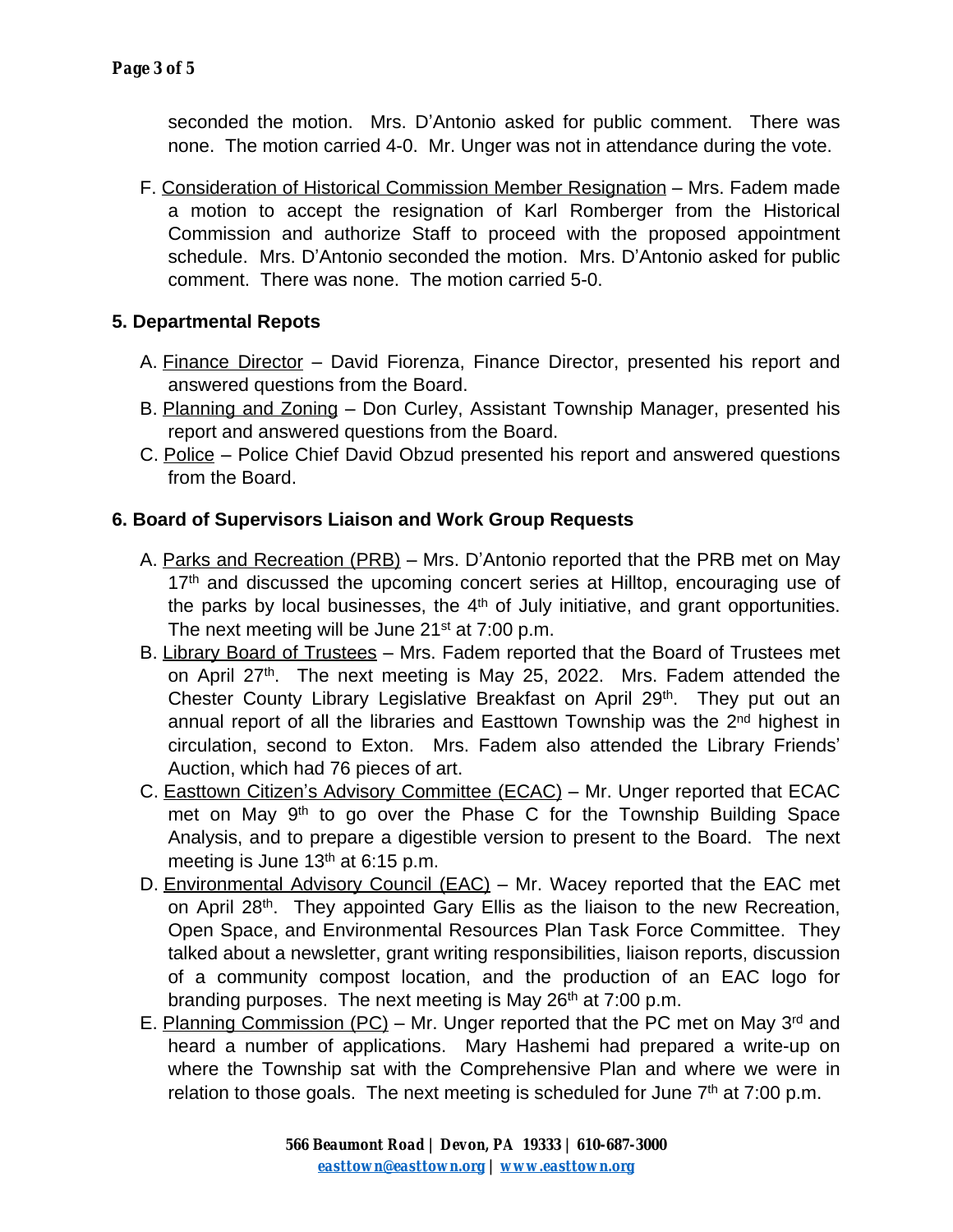seconded the motion. Mrs. D'Antonio asked for public comment. There was none. The motion carried 4-0. Mr. Unger was not in attendance during the vote.

F. Consideration of Historical Commission Member Resignation – Mrs. Fadem made a motion to accept the resignation of Karl Romberger from the Historical Commission and authorize Staff to proceed with the proposed appointment schedule. Mrs. D'Antonio seconded the motion. Mrs. D'Antonio asked for public comment. There was none. The motion carried 5-0.

## 5. Departmental Repots

A. Finance Director – David Fiorenza, Finance Director, presented his report and answered questions from the Board.

B. Planning and Zoning – Don Curley, Assistant Township Manager, presented his report and answered questions from the Board.

C. Police – Police Chief David Obzud presented his report and answered questions from the Board.

## 6. Board of Supervisors Liaison and Work Group Requests

A. Parks and Recreation (PRB) – Mrs. D'Antonio reported that the PRB met on May 17th and discussed the upcoming concert series at Hilltop, encouraging use of the parks by local businesses, the 4th of July initiative, and grant opportunities. The next meeting will be June 21st at 7:00 p.m.

B. Library Board of Trustees – Mrs. Fadem reported that the Board of Trustees met on April 27th. The next meeting is May 25, 2022. Mrs. Fadem attended the Chester County Library Legislative Breakfast on April 29th. They put out an annual report of all the libraries and Easttown Township was the 2nd highest in circulation, second to Exton. Mrs. Fadem also attended the Library Friends' Auction, which had 76 pieces of art.

C. Easttown Citizen's Advisory Committee (ECAC) – Mr. Unger reported that ECAC met on May 9th to go over the Phase C for the Township Building Space Analysis, and to prepare a digestible version to present to the Board. The next meeting is June 13th at 6:15 p.m.

D. Environmental Advisory Council (EAC) – Mr. Wacey reported that the EAC met on April 28th. They appointed Gary Ellis as the liaison to the new Recreation, Open Space, and Environmental Resources Plan Task Force Committee. They talked about a newsletter, grant writing responsibilities, liaison reports, discussion of a community compost location, and the production of an EAC logo for branding purposes. The next meeting is May 26th at 7:00 p.m.

E. Planning Commission (PC) – Mr. Unger reported that the PC met on May 3rd and heard a number of applications. Mary Hashemi had prepared a write-up on where the Township sat with the Comprehensive Plan and where we were in relation to those goals. The next meeting is scheduled for June 7th at 7:00 p.m.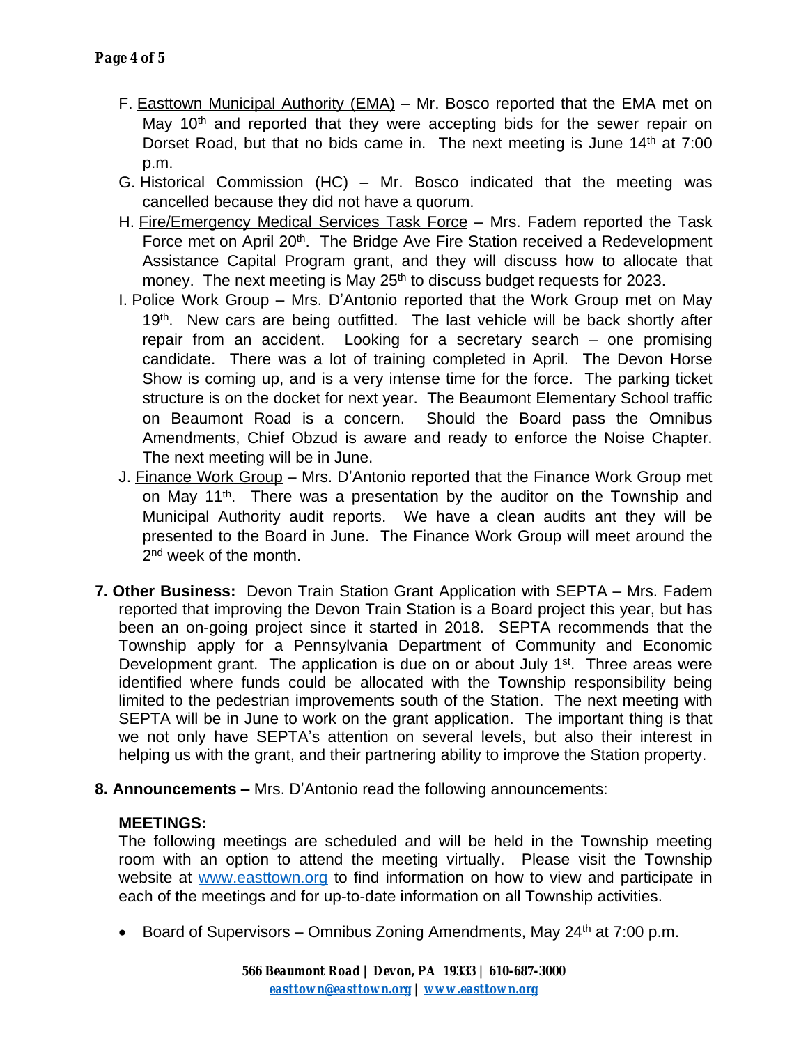F. Easttown Municipal Authority (EMA) – Mr. Bosco reported that the EMA met on May 10th and reported that they were accepting bids for the sewer repair on Dorset Road, but that no bids came in. The next meeting is June 14th at 7:00 p.m.

G. Historical Commission (HC) – Mr. Bosco indicated that the meeting was cancelled because they did not have a quorum.

H. Fire/Emergency Medical Services Task Force – Mrs. Fadem reported the Task Force met on April 20th. The Bridge Ave Fire Station received a Redevelopment Assistance Capital Program grant, and they will discuss how to allocate that money. The next meeting is May 25th to discuss budget requests for 2023.

I. Police Work Group – Mrs. D'Antonio reported that the Work Group met on May 19th. New cars are being outfitted. The last vehicle will be back shortly after repair from an accident. Looking for a secretary search – one promising candidate. There was a lot of training completed in April. The Devon Horse Show is coming up, and is a very intense time for the force. The parking ticket structure is on the docket for next year. The Beaumont Elementary School traffic on Beaumont Road is a concern. Should the Board pass the Omnibus Amendments, Chief Obzud is aware and ready to enforce the Noise Chapter. The next meeting will be in June.

J. Finance Work Group – Mrs. D'Antonio reported that the Finance Work Group met on May 11th. There was a presentation by the auditor on the Township and Municipal Authority audit reports. We have a clean audits ant they will be presented to the Board in June. The Finance Work Group will meet around the 2nd week of the month.

**7. Other Business:** Devon Train Station Grant Application with SEPTA – Mrs. Fadem reported that improving the Devon Train Station is a Board project this year, but has been an on-going project since it started in 2018. SEPTA recommends that the Township apply for a Pennsylvania Department of Community and Economic Development grant. The application is due on or about July 1st. Three areas were identified where funds could be allocated with the Township responsibility being limited to the pedestrian improvements south of the Station. The next meeting with SEPTA will be in June to work on the grant application. The important thing is that we not only have SEPTA's attention on several levels, but also their interest in helping us with the grant, and their partnering ability to improve the Station property.

**8. Announcements –** Mrs. D'Antonio read the following announcements:

**MEETINGS:**

The following meetings are scheduled and will be held in the Township meeting room with an option to attend the meeting virtually. Please visit the Township website at www.easttown.org to find information on how to view and participate in each of the meetings and for up-to-date information on all Township activities.

- Board of Supervisors – Omnibus Zoning Amendments, May 24th at 7:00 p.m.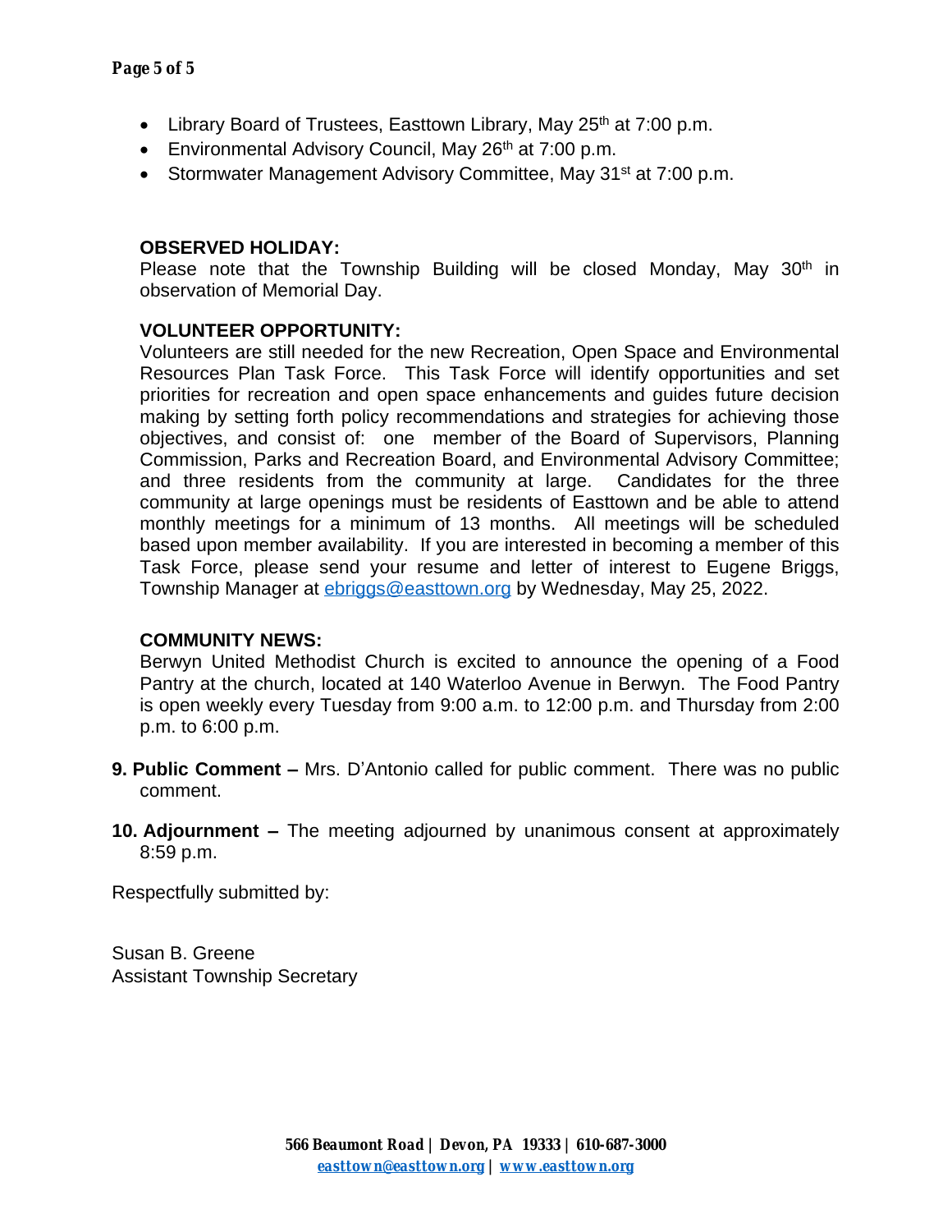- Library Board of Trustees, Easttown Library, May 25th at 7:00 p.m.
- Environmental Advisory Council, May 26th at 7:00 p.m.
- Stormwater Management Advisory Committee, May 31st at 7:00 p.m.

**OBSERVED HOLIDAY:**
Please note that the Township Building will be closed Monday, May 30th in observation of Memorial Day.

**VOLUNTEER OPPORTUNITY:**
Volunteers are still needed for the new Recreation, Open Space and Environmental Resources Plan Task Force. This Task Force will identify opportunities and set priorities for recreation and open space enhancements and guides future decision making by setting forth policy recommendations and strategies for achieving those objectives, and consist of: one member of the Board of Supervisors, Planning Commission, Parks and Recreation Board, and Environmental Advisory Committee; and three residents from the community at large. Candidates for the three community at large openings must be residents of Easttown and be able to attend monthly meetings for a minimum of 13 months. All meetings will be scheduled based upon member availability. If you are interested in becoming a member of this Task Force, please send your resume and letter of interest to Eugene Briggs, Township Manager at ebriggs@easttown.org by Wednesday, May 25, 2022.

**COMMUNITY NEWS:**
Berwyn United Methodist Church is excited to announce the opening of a Food Pantry at the church, located at 140 Waterloo Avenue in Berwyn. The Food Pantry is open weekly every Tuesday from 9:00 a.m. to 12:00 p.m. and Thursday from 2:00 p.m. to 6:00 p.m.

**9. Public Comment –** Mrs. D'Antonio called for public comment. There was no public comment.

**10. Adjournment –** The meeting adjourned by unanimous consent at approximately 8:59 p.m.

Respectfully submitted by:

Susan B. Greene
Assistant Township Secretary